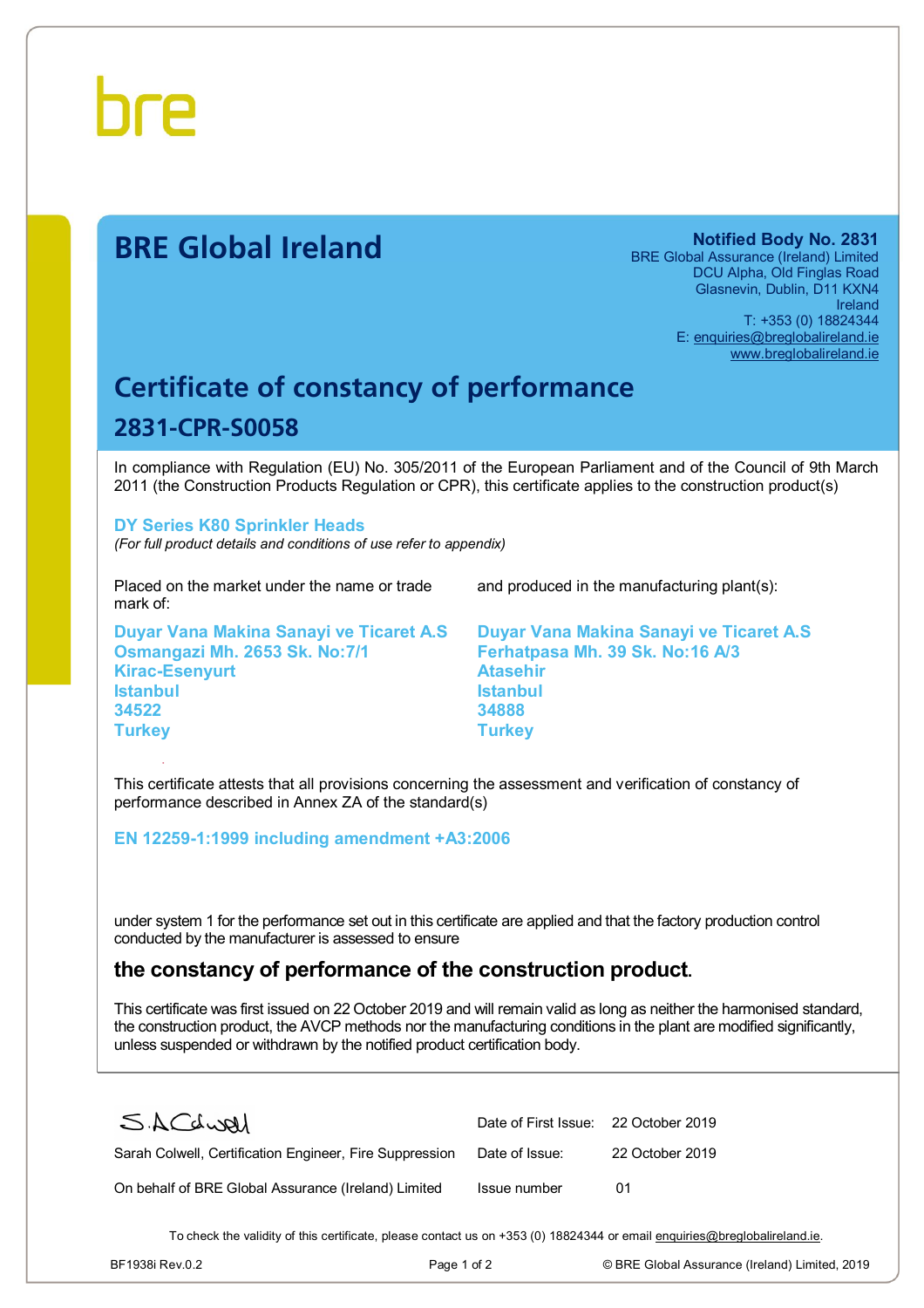bre

# BRE Global Ireland

**Notified Body No. 2831**
BRE Global Assurance (Ireland) Limited
DCU Alpha, Old Finglas Road
Glasnevin, Dublin, D11 KXN4
Ireland
T: +353 (0) 18824344
E: enquiries@breglobalireland.ie
www.breglobalireland.ie

## Certificate of constancy of performance

## 2831-CPR-S0058

In compliance with Regulation (EU) No. 305/2011 of the European Parliament and of the Council of 9th March 2011 (the Construction Products Regulation or CPR), this certificate applies to the construction product(s)

**DY Series K80 Sprinkler Heads**
*(For full product details and conditions of use refer to appendix)*

Placed on the market under the name or trade mark of:

**Duyar Vana Makina Sanayi ve Ticaret A.S**
**Osmangazi Mh. 2653 Sk. No:7/1**
**Kirac-Esenyurt**
**Istanbul**
**34522**
**Turkey**

and produced in the manufacturing plant(s):

**Duyar Vana Makina Sanayi ve Ticaret A.S**
**Ferhatpasa Mh. 39 Sk. No:16 A/3**
**Atasehir**
**Istanbul**
**34888**
**Turkey**

This certificate attests that all provisions concerning the assessment and verification of constancy of performance described in Annex ZA of the standard(s)

**EN 12259-1:1999 including amendment +A3:2006**

under system 1 for the performance set out in this certificate are applied and that the factory production control conducted by the manufacturer is assessed to ensure

### the constancy of performance of the construction product.

This certificate was first issued on 22 October 2019 and will remain valid as long as neither the harmonised standard, the construction product, the AVCP methods nor the manufacturing conditions in the plant are modified significantly, unless suspended or withdrawn by the notified product certification body.

S.ACdwell

Sarah Colwell, Certification Engineer, Fire Suppression

On behalf of BRE Global Assurance (Ireland) Limited

| | |
|---|---|
| Date of First Issue: | 22 October 2019 |
| Date of Issue: | 22 October 2019 |
| Issue number | 01 |

To check the validity of this certificate, please contact us on +353 (0) 18824344 or email enquiries@breglobalireland.ie.

BF1938i Rev.0.2 © BRE Global Assurance (Ireland) Limited, 2019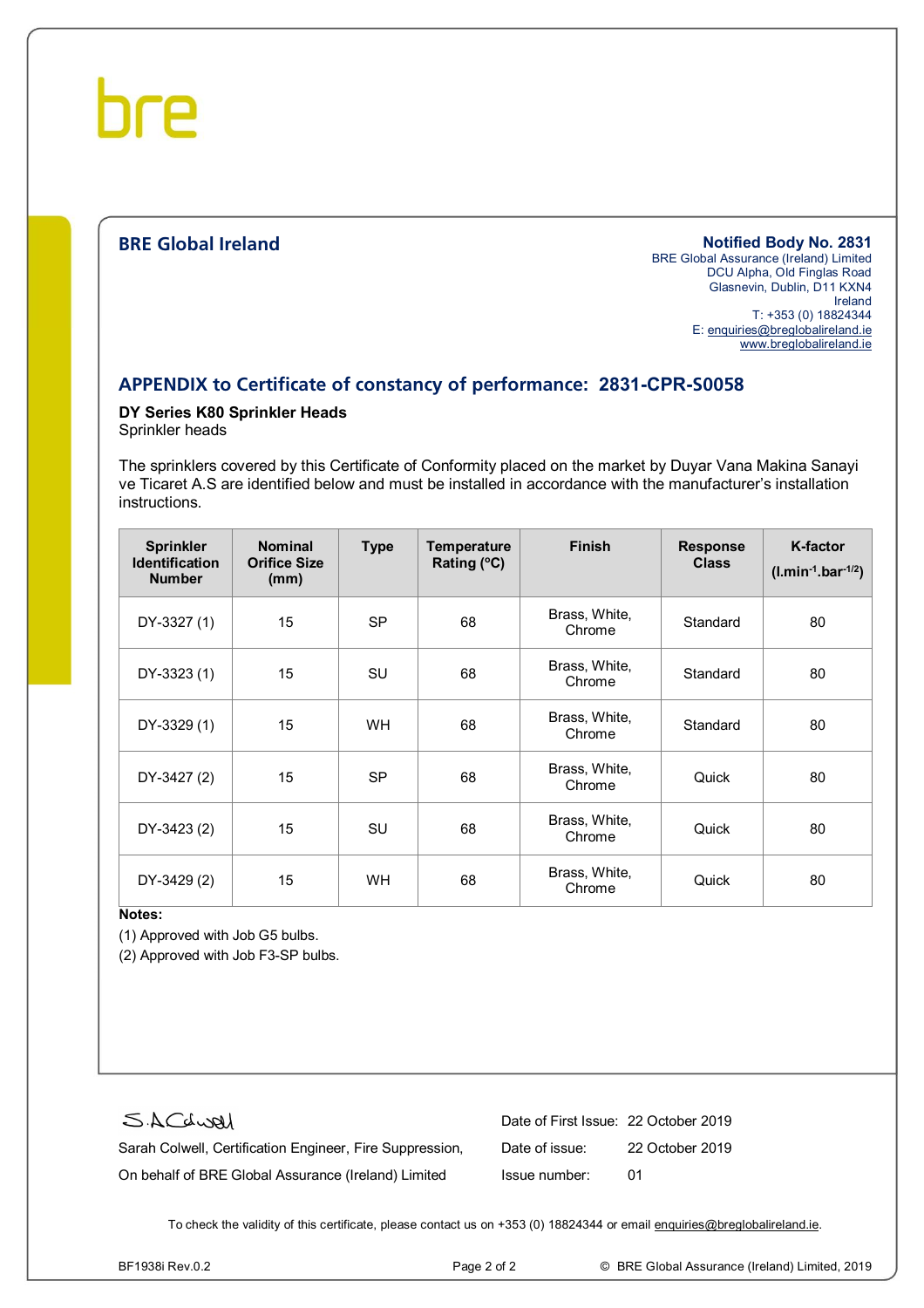bre

## BRE Global Ireland

**Notified Body No. 2831**
BRE Global Assurance (Ireland) Limited
DCU Alpha, Old Finglas Road
Glasnevin, Dublin, D11 KXN4
Ireland
T: +353 (0) 18824344
E: enquiries@breglobalireland.ie
www.breglobalireland.ie

## APPENDIX to Certificate of constancy of performance: 2831-CPR-S0058

**DY Series K80 Sprinkler Heads**
Sprinkler heads

The sprinklers covered by this Certificate of Conformity placed on the market by Duyar Vana Makina Sanayi ve Ticaret A.S are identified below and must be installed in accordance with the manufacturer's installation instructions.

| Sprinkler Identification Number | Nominal Orifice Size (mm) | Type | Temperature Rating (°C) | Finish | Response Class | K-factor ($l.min^{-1}.bar^{-1/2}$) |
|---|---|---|---|---|---|---|
| DY-3327 (1) | 15 | SP | 68 | Brass, White, Chrome | Standard | 80 |
| DY-3323 (1) | 15 | SU | 68 | Brass, White, Chrome | Standard | 80 |
| DY-3329 (1) | 15 | WH | 68 | Brass, White, Chrome | Standard | 80 |
| DY-3427 (2) | 15 | SP | 68 | Brass, White, Chrome | Quick | 80 |
| DY-3423 (2) | 15 | SU | 68 | Brass, White, Chrome | Quick | 80 |
| DY-3429 (2) | 15 | WH | 68 | Brass, White, Chrome | Quick | 80 |

**Notes:**
(1) Approved with Job G5 bulbs.
(2) Approved with Job F3-SP bulbs.

S.ACalwell
Sarah Colwell, Certification Engineer, Fire Suppression,
On behalf of BRE Global Assurance (Ireland) Limited

Date of First Issue: 22 October 2019
Date of issue: 22 October 2019
Issue number: 01

To check the validity of this certificate, please contact us on +353 (0) 18824344 or email enquiries@breglobalireland.ie.

BF1938i Rev.0.2

© BRE Global Assurance (Ireland) Limited, 2019